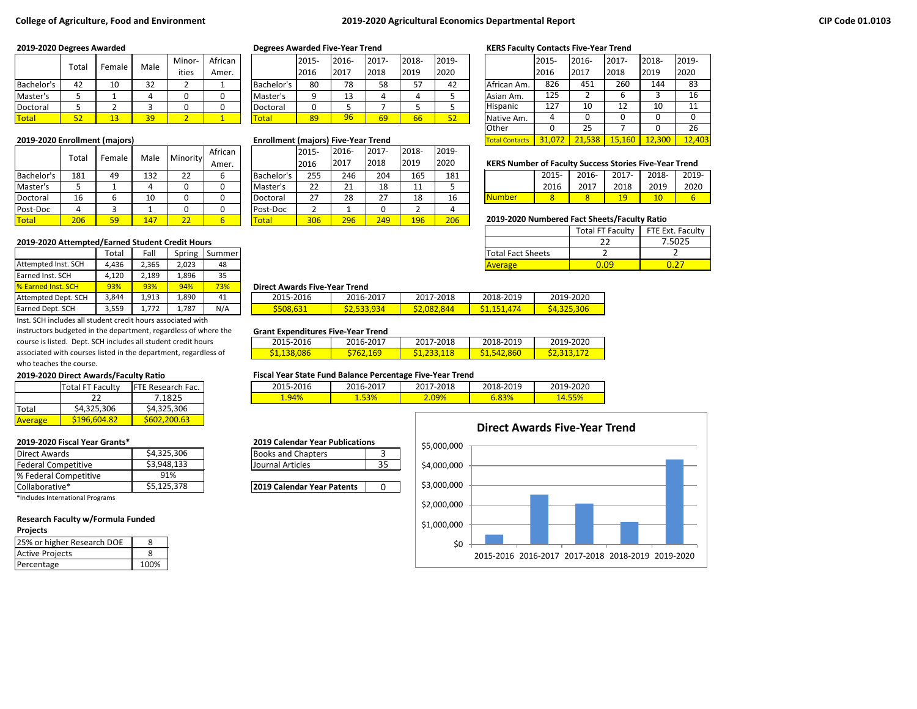**College of Agriculture, Food and Environment** — **2019-2020 Agricultural Economics Departmental Report** — **CIP Code 01.0103**

### 2019-2020 Degrees Awarded

| | Total | Female | Male | Minorities | African Amer. |
|---|---|---|---|---|---|
| Bachelor's | 42 | 10 | 32 | 2 | 1 |
| Master's | 5 | 1 | 4 | 0 | 0 |
| Doctoral | 5 | 2 | 3 | 0 | 0 |
| Total | 52 | 13 | 39 | 2 | 1 |

### 2019-2020 Enrollment (majors)

| | Total | Female | Male | Minority | African Amer. |
|---|---|---|---|---|---|
| Bachelor's | 181 | 49 | 132 | 22 | 6 |
| Master's | 5 | 1 | 4 | 0 | 0 |
| Doctoral | 16 | 6 | 10 | 0 | 0 |
| Post-Doc | 4 | 3 | 1 | 0 | 0 |
| Total | 206 | 59 | 147 | 22 | 6 |

### 2019-2020 Attempted/Earned Student Credit Hours

| | Total | Fall | Spring | Summer |
|---|---|---|---|---|
| Attempted Inst. SCH | 4,436 | 2,365 | 2,023 | 48 |
| Earned Inst. SCH | 4,120 | 2,189 | 1,896 | 35 |
| % Earned Inst. SCH | 93% | 93% | 94% | 73% |
| Attempted Dept. SCH | 3,844 | 1,913 | 1,890 | 41 |
| Earned Dept. SCH | 3,559 | 1,772 | 1,787 | N/A |

Inst. SCH includes all student credit hours associated with instructors budgeted in the department, regardless of where the course is listed. Dept. SCH includes all student credit hours associated with courses listed in the department, regardless of who teaches the course.

### 2019-2020 Direct Awards/Faculty Ratio

| | Total FT Faculty | FTE Research Fac. |
|---|---|---|
| | 22 | 7.1825 |
| Total | $4,325,306 | $4,325,306 |
| Average | $196,604.82 | $602,200.63 |

### 2019-2020 Fiscal Year Grants*

| | |
|---|---|
| Direct Awards | $4,325,306 |
| Federal Competitive | $3,948,133 |
| % Federal Competitive | 91% |
| Collaborative* | $5,125,378 |

*Includes International Programs

### Research Faculty w/Formula Funded Projects

| | |
|---|---|
| 25% or higher Research DOE | 8 |
| Active Projects | 8 |
| Percentage | 100% |

### Degrees Awarded Five-Year Trend

| | 2015-2016 | 2016-2017 | 2017-2018 | 2018-2019 | 2019-2020 |
|---|---|---|---|---|---|
| Bachelor's | 80 | 78 | 58 | 57 | 42 |
| Master's | 9 | 13 | 4 | 4 | 5 |
| Doctoral | 0 | 5 | 7 | 5 | 5 |
| Total | 89 | 96 | 69 | 66 | 52 |

### Enrollment (majors) Five-Year Trend

| | 2015-2016 | 2016-2017 | 2017-2018 | 2018-2019 | 2019-2020 |
|---|---|---|---|---|---|
| Bachelor's | 255 | 246 | 204 | 165 | 181 |
| Master's | 22 | 21 | 18 | 11 | 5 |
| Doctoral | 27 | 28 | 27 | 18 | 16 |
| Post-Doc | 2 | 1 | 0 | 2 | 4 |
| Total | 306 | 296 | 249 | 196 | 206 |

### Direct Awards Five-Year Trend

| 2015-2016 | 2016-2017 | 2017-2018 | 2018-2019 | 2019-2020 |
|---|---|---|---|---|
| $508,631 | $2,533,934 | $2,082,844 | $1,151,474 | $4,325,306 |

### Grant Expenditures Five-Year Trend

| 2015-2016 | 2016-2017 | 2017-2018 | 2018-2019 | 2019-2020 |
|---|---|---|---|---|
| $1,138,086 | $762,169 | $1,233,118 | $1,542,860 | $2,313,172 |

### Fiscal Year State Fund Balance Percentage Five-Year Trend

| 2015-2016 | 2016-2017 | 2017-2018 | 2018-2019 | 2019-2020 |
|---|---|---|---|---|
| 1.94% | 1.53% | 2.09% | 6.83% | 14.55% |

### 2019 Calendar Year Publications

| | |
|---|---|
| Books and Chapters | 3 |
| Journal Articles | 35 |

| | |
|---|---|
| **2019 Calendar Year Patents** | 0 |

### Direct Awards Five-Year Trend

(Chart: $0 to $5,000,000; 2015-2016, 2016-2017, 2017-2018, 2018-2019, 2019-2020)

### KERS Faculty Contacts Five-Year Trend

| | 2015-2016 | 2016-2017 | 2017-2018 | 2018-2019 | 2019-2020 |
|---|---|---|---|---|---|
| African Am. | 826 | 451 | 260 | 144 | 83 |
| Asian Am. | 125 | 2 | 6 | 3 | 16 |
| Hispanic | 127 | 10 | 12 | 10 | 11 |
| Native Am. | 4 | 0 | 0 | 0 | 0 |
| Other | 0 | 25 | 7 | 0 | 26 |
| Total Contacts | 31,072 | 21,538 | 15,160 | 12,300 | 12,403 |

### KERS Number of Faculty Success Stories Five-Year Trend

| | 2015-2016 | 2016-2017 | 2017-2018 | 2018-2019 | 2019-2020 |
|---|---|---|---|---|---|
| Number | 8 | 8 | 19 | 10 | 6 |

### 2019-2020 Numbered Fact Sheets/Faculty Ratio

| | Total FT Faculty | FTE Ext. Faculty |
|---|---|---|
| | 22 | 7.5025 |
| Total Fact Sheets | 2 | 2 |
| Average | 0.09 | 0.27 |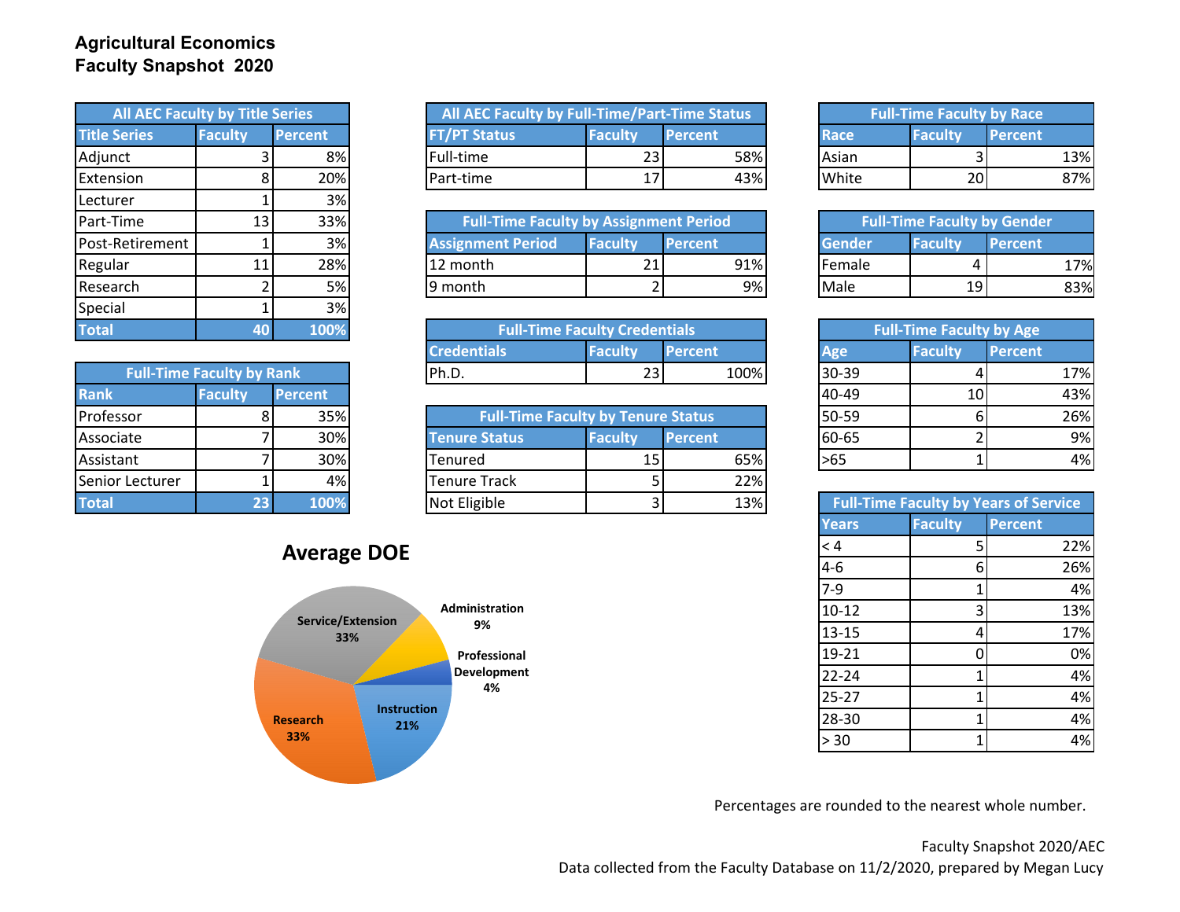# Agricultural Economics
# Faculty Snapshot 2020

| All AEC Faculty by Title Series | | |
|---|---|---|
| **Title Series** | **Faculty** | **Percent** |
| Adjunct | 3 | 8% |
| Extension | 8 | 20% |
| Lecturer | 1 | 3% |
| Part-Time | 13 | 33% |
| Post-Retirement | 1 | 3% |
| Regular | 11 | 28% |
| Research | 2 | 5% |
| Special | 1 | 3% |
| **Total** | **40** | **100%** |

| Full-Time Faculty by Rank | | |
|---|---|---|
| **Rank** | **Faculty** | **Percent** |
| Professor | 8 | 35% |
| Associate | 7 | 30% |
| Assistant | 7 | 30% |
| Senior Lecturer | 1 | 4% |
| **Total** | **23** | **100%** |

| All AEC Faculty by Full-Time/Part-Time Status | | |
|---|---|---|
| **FT/PT Status** | **Faculty** | **Percent** |
| Full-time | 23 | 58% |
| Part-time | 17 | 43% |

| Full-Time Faculty by Assignment Period | | |
|---|---|---|
| **Assignment Period** | **Faculty** | **Percent** |
| 12 month | 21 | 91% |
| 9 month | 2 | 9% |

| Full-Time Faculty Credentials | | |
|---|---|---|
| **Credentials** | **Faculty** | **Percent** |
| Ph.D. | 23 | 100% |

| Full-Time Faculty by Tenure Status | | |
|---|---|---|
| **Tenure Status** | **Faculty** | **Percent** |
| Tenured | 15 | 65% |
| Tenure Track | 5 | 22% |
| Not Eligible | 3 | 13% |

| Full-Time Faculty by Race | | |
|---|---|---|
| **Race** | **Faculty** | **Percent** |
| Asian | 3 | 13% |
| White | 20 | 87% |

| Full-Time Faculty by Gender | | |
|---|---|---|
| **Gender** | **Faculty** | **Percent** |
| Female | 4 | 17% |
| Male | 19 | 83% |

| Full-Time Faculty by Age | | |
|---|---|---|
| **Age** | **Faculty** | **Percent** |
| 30-39 | 4 | 17% |
| 40-49 | 10 | 43% |
| 50-59 | 6 | 26% |
| 60-65 | 2 | 9% |
| >65 | 1 | 4% |

| Full-Time Faculty by Years of Service | | |
|---|---|---|
| **Years** | **Faculty** | **Percent** |
| < 4 | 5 | 22% |
| 4-6 | 6 | 26% |
| 7-9 | 1 | 4% |
| 10-12 | 3 | 13% |
| 13-15 | 4 | 17% |
| 19-21 | 0 | 0% |
| 22-24 | 1 | 4% |
| 25-27 | 1 | 4% |
| 28-30 | 1 | 4% |
| > 30 | 1 | 4% |

## Average DOE

Service/Extension 33%
Administration 9%
Professional Development 4%
Instruction 21%
Research 33%

Percentages are rounded to the nearest whole number.

Faculty Snapshot 2020/AEC
Data collected from the Faculty Database on 11/2/2020, prepared by Megan Lucy